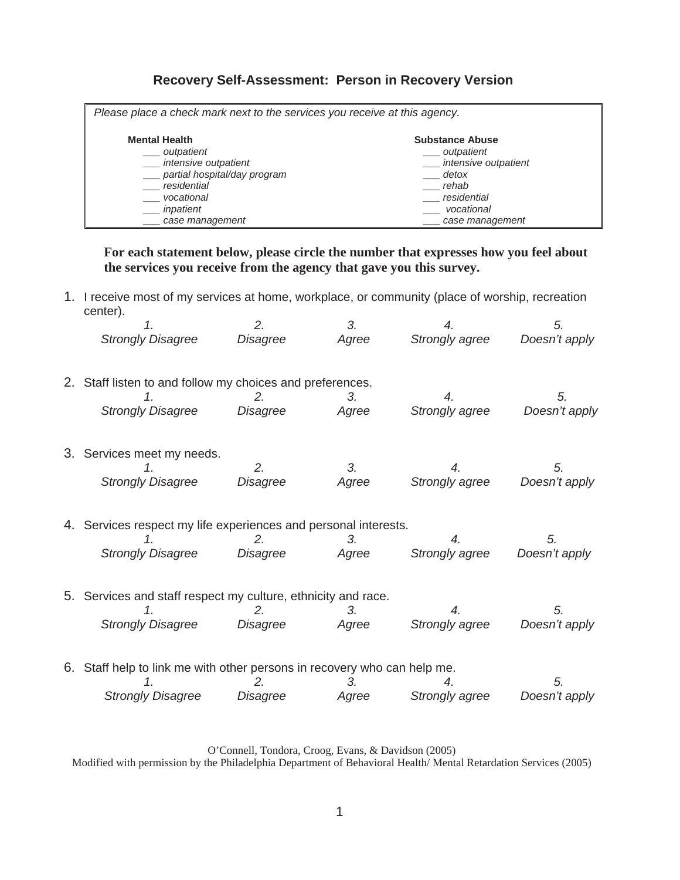## Recovery Self-Assessment: Person in Recovery Version

*Please place a check mark next to the services you receive at this agency.*

| **Mental Health** | **Substance Abuse** |
|---|---|
| ___ *outpatient* | ___ *outpatient* |
| ___ *intensive outpatient* | ___ *intensive outpatient* |
| ___ *partial hospital/day program* | ___ *detox* |
| ___ *residential* | ___ *rehab* |
| ___ *vocational* | ___ *residential* |
| ___ *inpatient* | ___ *vocational* |
| ___ *case management* | ___ *case management* |

**For each statement below, please circle the number that expresses how you feel about the services you receive from the agency that gave you this survey.**

1. I receive most of my services at home, workplace, or community (place of worship, recreation center).

   *1. Strongly Disagree* &nbsp;&nbsp; *2. Disagree* &nbsp;&nbsp; *3. Agree* &nbsp;&nbsp; *4. Strongly agree* &nbsp;&nbsp; *5. Doesn't apply*

2. Staff listen to and follow my choices and preferences.

   *1. Strongly Disagree* &nbsp;&nbsp; *2. Disagree* &nbsp;&nbsp; *3. Agree* &nbsp;&nbsp; *4. Strongly agree* &nbsp;&nbsp; *5. Doesn't apply*

3. Services meet my needs.

   *1. Strongly Disagree* &nbsp;&nbsp; *2. Disagree* &nbsp;&nbsp; *3. Agree* &nbsp;&nbsp; *4. Strongly agree* &nbsp;&nbsp; *5. Doesn't apply*

4. Services respect my life experiences and personal interests.

   *1. Strongly Disagree* &nbsp;&nbsp; *2. Disagree* &nbsp;&nbsp; *3. Agree* &nbsp;&nbsp; *4. Strongly agree* &nbsp;&nbsp; *5. Doesn't apply*

5. Services and staff respect my culture, ethnicity and race.

   *1. Strongly Disagree* &nbsp;&nbsp; *2. Disagree* &nbsp;&nbsp; *3. Agree* &nbsp;&nbsp; *4. Strongly agree* &nbsp;&nbsp; *5. Doesn't apply*

6. Staff help to link me with other persons in recovery who can help me.

   *1. Strongly Disagree* &nbsp;&nbsp; *2. Disagree* &nbsp;&nbsp; *3. Agree* &nbsp;&nbsp; *4. Strongly agree* &nbsp;&nbsp; *5. Doesn't apply*

O'Connell, Tondora, Croog, Evans, & Davidson (2005)
Modified with permission by the Philadelphia Department of Behavioral Health/ Mental Retardation Services (2005)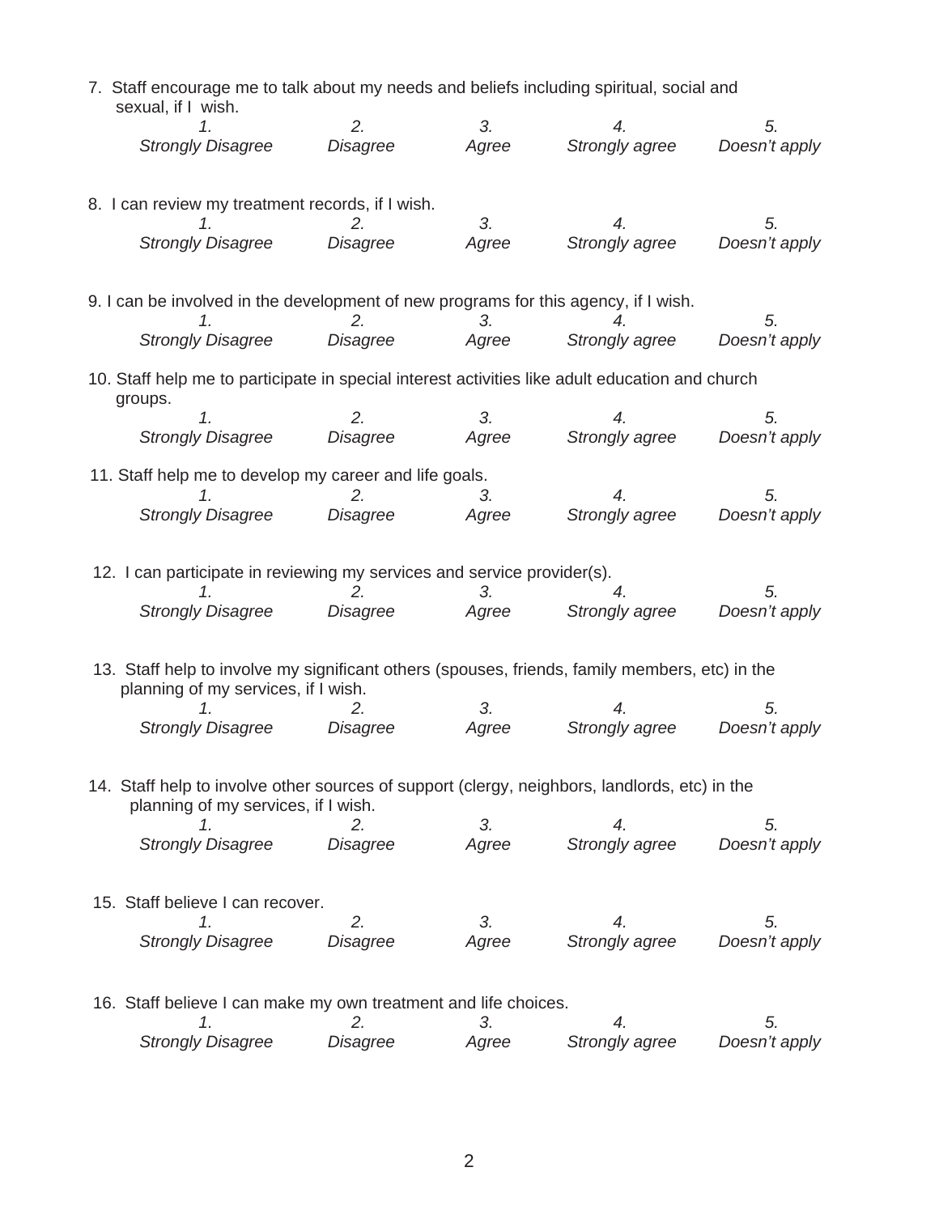7. Staff encourage me to talk about my needs and beliefs including spiritual, social and sexual, if I wish.

| 1. | 2. | 3. | 4. | 5. |
|---|---|---|---|---|
| *Strongly Disagree* | *Disagree* | *Agree* | *Strongly agree* | *Doesn't apply* |

8. I can review my treatment records, if I wish.

| 1. | 2. | 3. | 4. | 5. |
|---|---|---|---|---|
| *Strongly Disagree* | *Disagree* | *Agree* | *Strongly agree* | *Doesn't apply* |

9. I can be involved in the development of new programs for this agency, if I wish.

| 1. | 2. | 3. | 4. | 5. |
|---|---|---|---|---|
| *Strongly Disagree* | *Disagree* | *Agree* | *Strongly agree* | *Doesn't apply* |

10. Staff help me to participate in special interest activities like adult education and church groups.

| 1. | 2. | 3. | 4. | 5. |
|---|---|---|---|---|
| *Strongly Disagree* | *Disagree* | *Agree* | *Strongly agree* | *Doesn't apply* |

11. Staff help me to develop my career and life goals.

| 1. | 2. | 3. | 4. | 5. |
|---|---|---|---|---|
| *Strongly Disagree* | *Disagree* | *Agree* | *Strongly agree* | *Doesn't apply* |

12. I can participate in reviewing my services and service provider(s).

| 1. | 2. | 3. | 4. | 5. |
|---|---|---|---|---|
| *Strongly Disagree* | *Disagree* | *Agree* | *Strongly agree* | *Doesn't apply* |

13. Staff help to involve my significant others (spouses, friends, family members, etc) in the planning of my services, if I wish.

| 1. | 2. | 3. | 4. | 5. |
|---|---|---|---|---|
| *Strongly Disagree* | *Disagree* | *Agree* | *Strongly agree* | *Doesn't apply* |

14. Staff help to involve other sources of support (clergy, neighbors, landlords, etc) in the planning of my services, if I wish.

| 1. | 2. | 3. | 4. | 5. |
|---|---|---|---|---|
| *Strongly Disagree* | *Disagree* | *Agree* | *Strongly agree* | *Doesn't apply* |

15. Staff believe I can recover.

| 1. | 2. | 3. | 4. | 5. |
|---|---|---|---|---|
| *Strongly Disagree* | *Disagree* | *Agree* | *Strongly agree* | *Doesn't apply* |

16. Staff believe I can make my own treatment and life choices.

| 1. | 2. | 3. | 4. | 5. |
|---|---|---|---|---|
| *Strongly Disagree* | *Disagree* | *Agree* | *Strongly agree* | *Doesn't apply* |